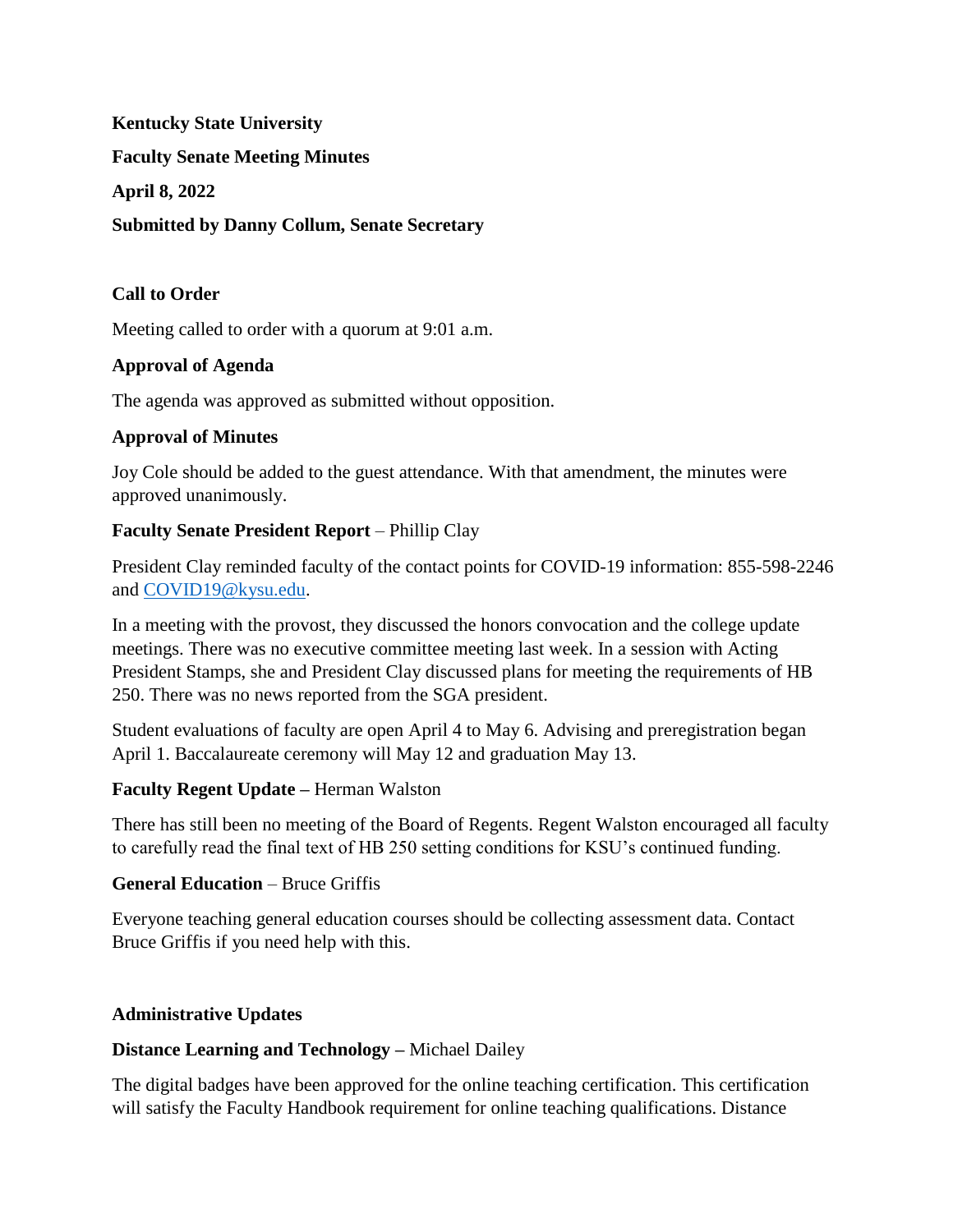**Kentucky State University**

**Faculty Senate Meeting Minutes**

**April 8, 2022**

**Submitted by Danny Collum, Senate Secretary**

**Call to Order**

Meeting called to order with a quorum at 9:01 a.m.

**Approval of Agenda**

The agenda was approved as submitted without opposition.

**Approval of Minutes**

Joy Cole should be added to the guest attendance. With that amendment, the minutes were approved unanimously.

**Faculty Senate President Report** – Phillip Clay

President Clay reminded faculty of the contact points for COVID-19 information: 855-598-2246 and COVID19@kysu.edu.

In a meeting with the provost, they discussed the honors convocation and the college update meetings. There was no executive committee meeting last week. In a session with Acting President Stamps, she and President Clay discussed plans for meeting the requirements of HB 250. There was no news reported from the SGA president.

Student evaluations of faculty are open April 4 to May 6. Advising and preregistration began April 1. Baccalaureate ceremony will May 12 and graduation May 13.

**Faculty Regent Update –** Herman Walston

There has still been no meeting of the Board of Regents. Regent Walston encouraged all faculty to carefully read the final text of HB 250 setting conditions for KSU's continued funding.

**General Education** – Bruce Griffis

Everyone teaching general education courses should be collecting assessment data. Contact Bruce Griffis if you need help with this.

**Administrative Updates**

**Distance Learning and Technology –** Michael Dailey

The digital badges have been approved for the online teaching certification. This certification will satisfy the Faculty Handbook requirement for online teaching qualifications. Distance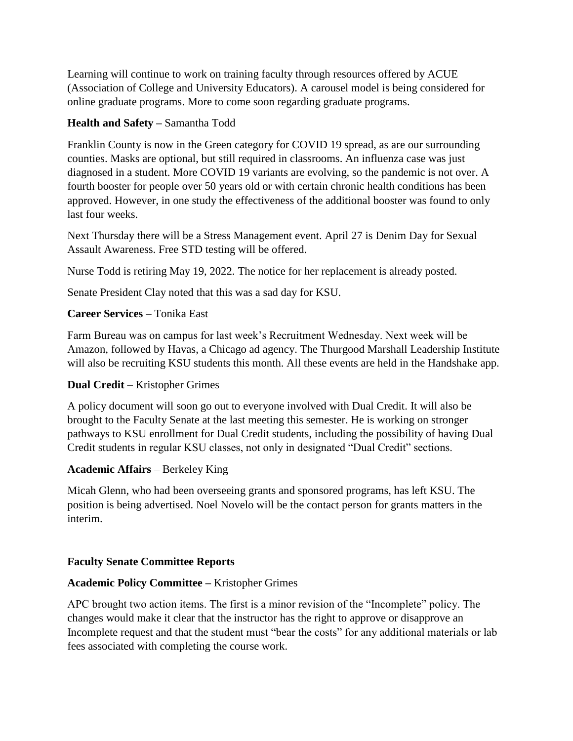Learning will continue to work on training faculty through resources offered by ACUE (Association of College and University Educators). A carousel model is being considered for online graduate programs. More to come soon regarding graduate programs.

**Health and Safety –** Samantha Todd

Franklin County is now in the Green category for COVID 19 spread, as are our surrounding counties. Masks are optional, but still required in classrooms. An influenza case was just diagnosed in a student. More COVID 19 variants are evolving, so the pandemic is not over. A fourth booster for people over 50 years old or with certain chronic health conditions has been approved. However, in one study the effectiveness of the additional booster was found to only last four weeks.

Next Thursday there will be a Stress Management event. April 27 is Denim Day for Sexual Assault Awareness. Free STD testing will be offered.

Nurse Todd is retiring May 19, 2022. The notice for her replacement is already posted.

Senate President Clay noted that this was a sad day for KSU.

**Career Services** – Tonika East

Farm Bureau was on campus for last week's Recruitment Wednesday. Next week will be Amazon, followed by Havas, a Chicago ad agency. The Thurgood Marshall Leadership Institute will also be recruiting KSU students this month. All these events are held in the Handshake app.

**Dual Credit** – Kristopher Grimes

A policy document will soon go out to everyone involved with Dual Credit. It will also be brought to the Faculty Senate at the last meeting this semester. He is working on stronger pathways to KSU enrollment for Dual Credit students, including the possibility of having Dual Credit students in regular KSU classes, not only in designated "Dual Credit" sections.

**Academic Affairs** – Berkeley King

Micah Glenn, who had been overseeing grants and sponsored programs, has left KSU. The position is being advertised. Noel Novelo will be the contact person for grants matters in the interim.

**Faculty Senate Committee Reports**

**Academic Policy Committee –** Kristopher Grimes

APC brought two action items. The first is a minor revision of the "Incomplete" policy. The changes would make it clear that the instructor has the right to approve or disapprove an Incomplete request and that the student must "bear the costs" for any additional materials or lab fees associated with completing the course work.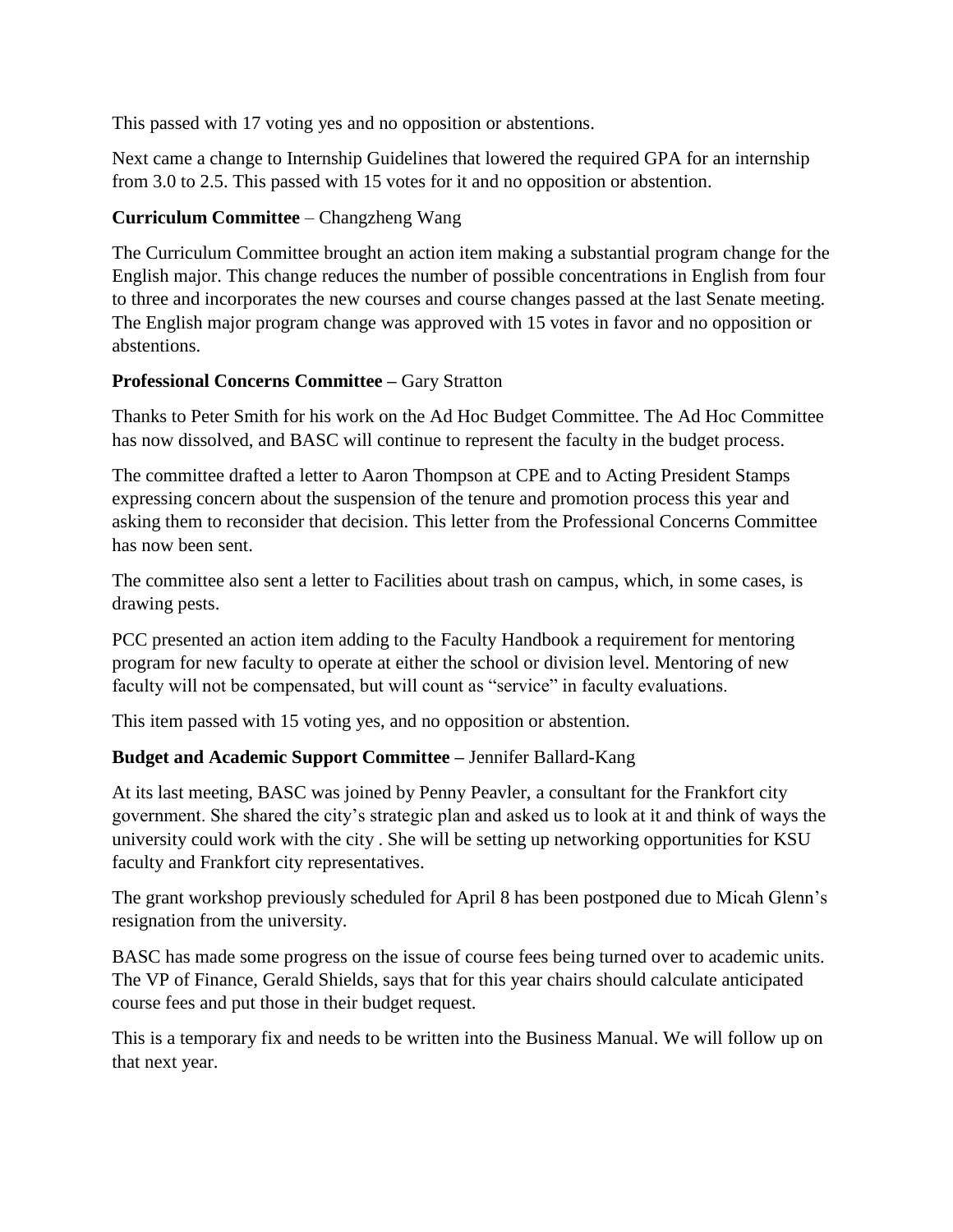This passed with 17 voting yes and no opposition or abstentions.

Next came a change to Internship Guidelines that lowered the required GPA for an internship from 3.0 to 2.5. This passed with 15 votes for it and no opposition or abstention.

**Curriculum Committee** – Changzheng Wang

The Curriculum Committee brought an action item making a substantial program change for the English major. This change reduces the number of possible concentrations in English from four to three and incorporates the new courses and course changes passed at the last Senate meeting. The English major program change was approved with 15 votes in favor and no opposition or abstentions.

**Professional Concerns Committee –** Gary Stratton

Thanks to Peter Smith for his work on the Ad Hoc Budget Committee. The Ad Hoc Committee has now dissolved, and BASC will continue to represent the faculty in the budget process.

The committee drafted a letter to Aaron Thompson at CPE and to Acting President Stamps expressing concern about the suspension of the tenure and promotion process this year and asking them to reconsider that decision. This letter from the Professional Concerns Committee has now been sent.

The committee also sent a letter to Facilities about trash on campus, which, in some cases, is drawing pests.

PCC presented an action item adding to the Faculty Handbook a requirement for mentoring program for new faculty to operate at either the school or division level. Mentoring of new faculty will not be compensated, but will count as "service" in faculty evaluations.

This item passed with 15 voting yes, and no opposition or abstention.

**Budget and Academic Support Committee –** Jennifer Ballard-Kang

At its last meeting, BASC was joined by Penny Peavler, a consultant for the Frankfort city government. She shared the city's strategic plan and asked us to look at it and think of ways the university could work with the city . She will be setting up networking opportunities for KSU faculty and Frankfort city representatives.

The grant workshop previously scheduled for April 8 has been postponed due to Micah Glenn's resignation from the university.

BASC has made some progress on the issue of course fees being turned over to academic units. The VP of Finance, Gerald Shields, says that for this year chairs should calculate anticipated course fees and put those in their budget request.

This is a temporary fix and needs to be written into the Business Manual. We will follow up on that next year.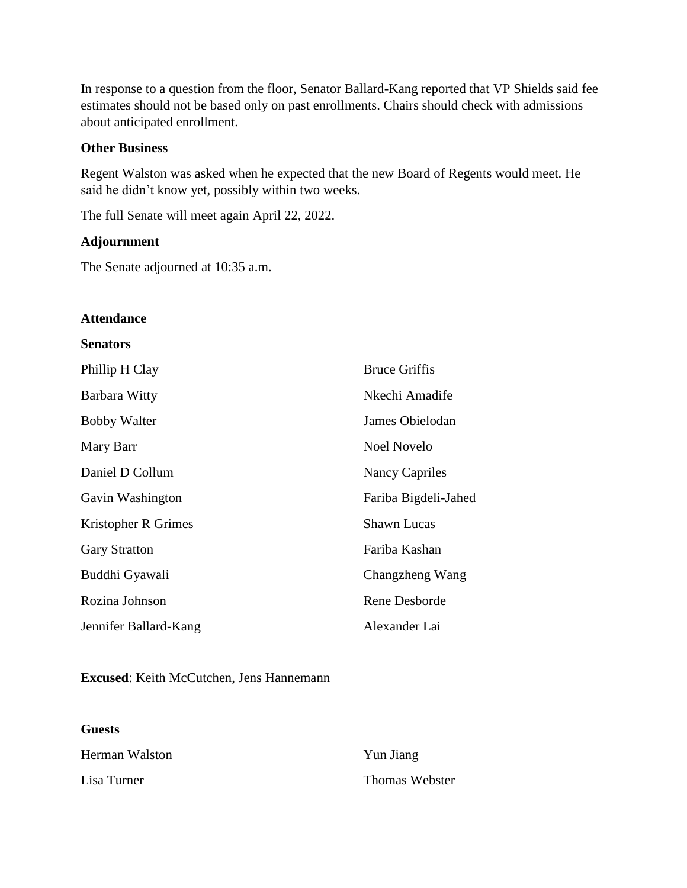In response to a question from the floor, Senator Ballard-Kang reported that VP Shields said fee estimates should not be based only on past enrollments. Chairs should check with admissions about anticipated enrollment.

**Other Business**

Regent Walston was asked when he expected that the new Board of Regents would meet. He said he didn't know yet, possibly within two weeks.

The full Senate will meet again April 22, 2022.

**Adjournment**

The Senate adjourned at 10:35 a.m.

**Attendance**

**Senators**

Phillip H Clay
Barbara Witty
Bobby Walter
Mary Barr
Daniel D Collum
Gavin Washington
Kristopher R Grimes
Gary Stratton
Buddhi Gyawali
Rozina Johnson
Jennifer Ballard-Kang
Bruce Griffis
Nkechi Amadife
James Obielodan
Noel Novelo
Nancy Capriles
Fariba Bigdeli-Jahed
Shawn Lucas
Fariba Kashan
Changzheng Wang
Rene Desborde
Alexander Lai

**Excused**: Keith McCutchen, Jens Hannemann

**Guests**

Herman Walston
Lisa Turner
Yun Jiang
Thomas Webster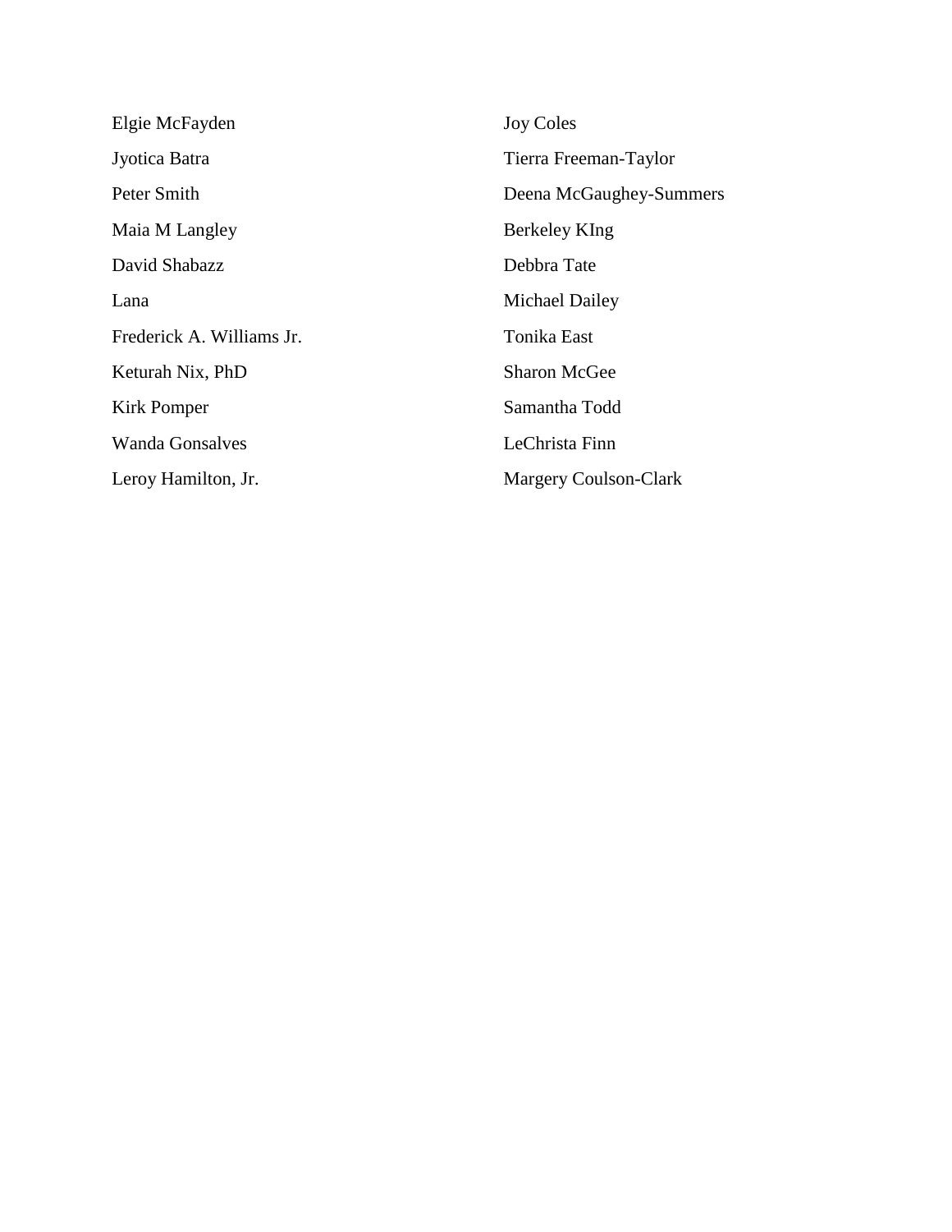Elgie McFayden

Jyotica Batra

Peter Smith

Maia M Langley

David Shabazz

Lana

Frederick A. Williams Jr.

Keturah Nix, PhD

Kirk Pomper

Wanda Gonsalves

Leroy Hamilton, Jr.

Joy Coles

Tierra Freeman-Taylor

Deena McGaughey-Summers

Berkeley KIng

Debbra Tate

Michael Dailey

Tonika East

Sharon McGee

Samantha Todd

LeChrista Finn

Margery Coulson-Clark